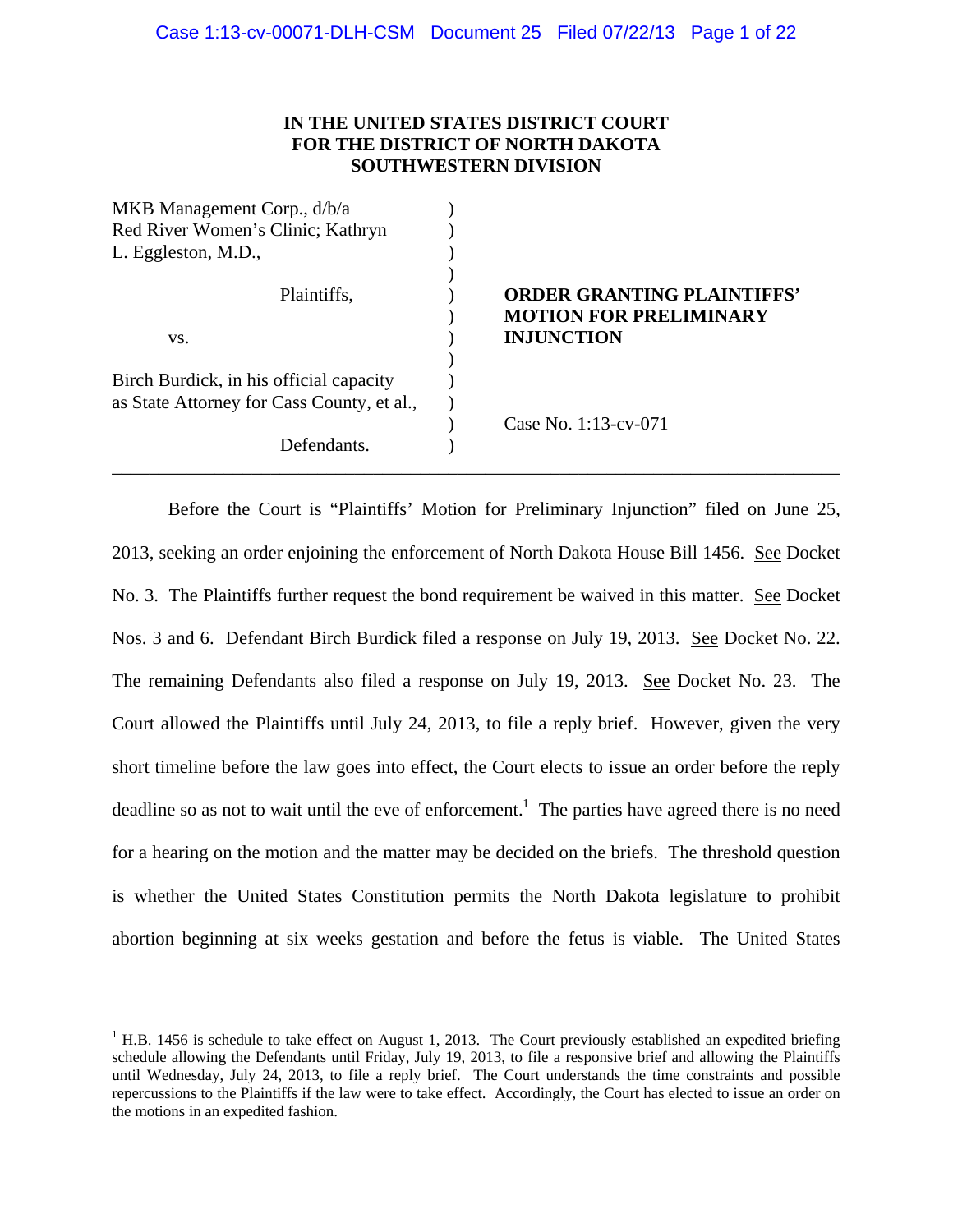**IN THE UNITED STATES DISTRICT COURT**
**FOR THE DISTRICT OF NORTH DAKOTA**
**SOUTHWESTERN DIVISION**

| | | |
|---|---|---|
| MKB Management Corp., d/b/a Red River Women's Clinic; Kathryn L. Eggleston, M.D., | ) | |
| Plaintiffs, | ) | **ORDER GRANTING PLAINTIFFS' MOTION FOR PRELIMINARY INJUNCTION** |
| vs. | ) | |
| Birch Burdick, in his official capacity as State Attorney for Cass County, et al., | ) | Case No. 1:13-cv-071 |
| Defendants. | ) | |

---

Before the Court is "Plaintiffs' Motion for Preliminary Injunction" filed on June 25, 2013, seeking an order enjoining the enforcement of North Dakota House Bill 1456. See Docket No. 3. The Plaintiffs further request the bond requirement be waived in this matter. See Docket Nos. 3 and 6. Defendant Birch Burdick filed a response on July 19, 2013. See Docket No. 22. The remaining Defendants also filed a response on July 19, 2013. See Docket No. 23. The Court allowed the Plaintiffs until July 24, 2013, to file a reply brief. However, given the very short timeline before the law goes into effect, the Court elects to issue an order before the reply deadline so as not to wait until the eve of enforcement.[1] The parties have agreed there is no need for a hearing on the motion and the matter may be decided on the briefs. The threshold question is whether the United States Constitution permits the North Dakota legislature to prohibit abortion beginning at six weeks gestation and before the fetus is viable. The United States

---

[1] H.B. 1456 is schedule to take effect on August 1, 2013. The Court previously established an expedited briefing schedule allowing the Defendants until Friday, July 19, 2013, to file a responsive brief and allowing the Plaintiffs until Wednesday, July 24, 2013, to file a reply brief. The Court understands the time constraints and possible repercussions to the Plaintiffs if the law were to take effect. Accordingly, the Court has elected to issue an order on the motions in an expedited fashion.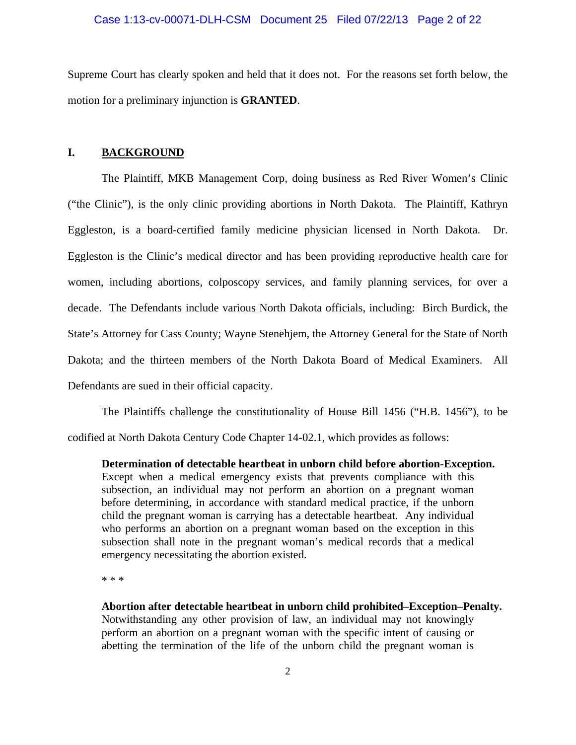Supreme Court has clearly spoken and held that it does not. For the reasons set forth below, the motion for a preliminary injunction is **GRANTED**.

## I. BACKGROUND

The Plaintiff, MKB Management Corp, doing business as Red River Women's Clinic ("the Clinic"), is the only clinic providing abortions in North Dakota. The Plaintiff, Kathryn Eggleston, is a board-certified family medicine physician licensed in North Dakota. Dr. Eggleston is the Clinic's medical director and has been providing reproductive health care for women, including abortions, colposcopy services, and family planning services, for over a decade. The Defendants include various North Dakota officials, including: Birch Burdick, the State's Attorney for Cass County; Wayne Stenehjem, the Attorney General for the State of North Dakota; and the thirteen members of the North Dakota Board of Medical Examiners. All Defendants are sued in their official capacity.

The Plaintiffs challenge the constitutionality of House Bill 1456 ("H.B. 1456"), to be codified at North Dakota Century Code Chapter 14-02.1, which provides as follows:

> **Determination of detectable heartbeat in unborn child before abortion-Exception.** Except when a medical emergency exists that prevents compliance with this subsection, an individual may not perform an abortion on a pregnant woman before determining, in accordance with standard medical practice, if the unborn child the pregnant woman is carrying has a detectable heartbeat. Any individual who performs an abortion on a pregnant woman based on the exception in this subsection shall note in the pregnant woman's medical records that a medical emergency necessitating the abortion existed.
>
> \* \* \*
>
> **Abortion after detectable heartbeat in unborn child prohibited–Exception–Penalty.** Notwithstanding any other provision of law, an individual may not knowingly perform an abortion on a pregnant woman with the specific intent of causing or abetting the termination of the life of the unborn child the pregnant woman is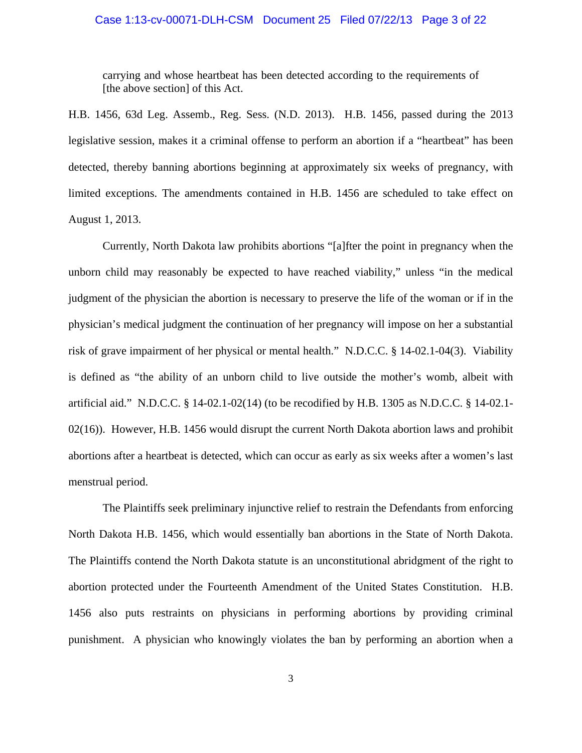> carrying and whose heartbeat has been detected according to the requirements of [the above section] of this Act.

H.B. 1456, 63d Leg. Assemb., Reg. Sess. (N.D. 2013). H.B. 1456, passed during the 2013 legislative session, makes it a criminal offense to perform an abortion if a "heartbeat" has been detected, thereby banning abortions beginning at approximately six weeks of pregnancy, with limited exceptions. The amendments contained in H.B. 1456 are scheduled to take effect on August 1, 2013.

Currently, North Dakota law prohibits abortions "[a]fter the point in pregnancy when the unborn child may reasonably be expected to have reached viability," unless "in the medical judgment of the physician the abortion is necessary to preserve the life of the woman or if in the physician's medical judgment the continuation of her pregnancy will impose on her a substantial risk of grave impairment of her physical or mental health." N.D.C.C. § 14-02.1-04(3). Viability is defined as "the ability of an unborn child to live outside the mother's womb, albeit with artificial aid." N.D.C.C. § 14-02.1-02(14) (to be recodified by H.B. 1305 as N.D.C.C. § 14-02.1-02(16)). However, H.B. 1456 would disrupt the current North Dakota abortion laws and prohibit abortions after a heartbeat is detected, which can occur as early as six weeks after a women's last menstrual period.

The Plaintiffs seek preliminary injunctive relief to restrain the Defendants from enforcing North Dakota H.B. 1456, which would essentially ban abortions in the State of North Dakota. The Plaintiffs contend the North Dakota statute is an unconstitutional abridgment of the right to abortion protected under the Fourteenth Amendment of the United States Constitution. H.B. 1456 also puts restraints on physicians in performing abortions by providing criminal punishment. A physician who knowingly violates the ban by performing an abortion when a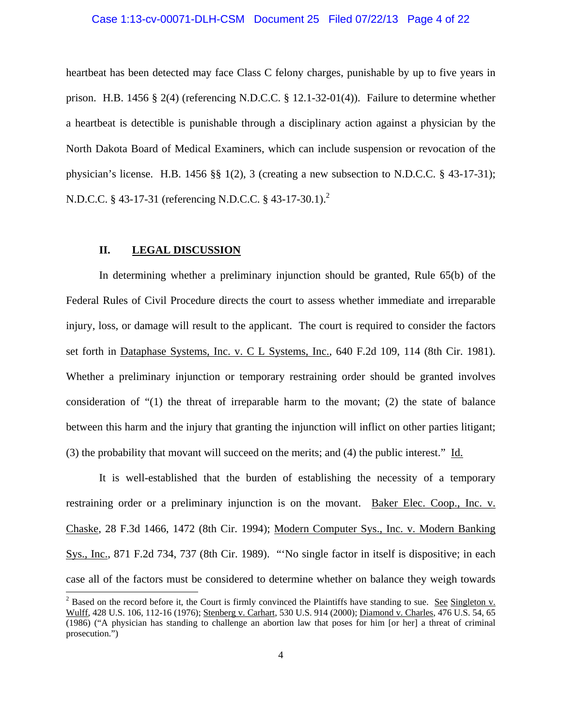heartbeat has been detected may face Class C felony charges, punishable by up to five years in prison. H.B. 1456 § 2(4) (referencing N.D.C.C. § 12.1-32-01(4)). Failure to determine whether a heartbeat is detectible is punishable through a disciplinary action against a physician by the North Dakota Board of Medical Examiners, which can include suspension or revocation of the physician's license. H.B. 1456 §§ 1(2), 3 (creating a new subsection to N.D.C.C. § 43-17-31); N.D.C.C. § 43-17-31 (referencing N.D.C.C. § 43-17-30.1).[2]

## II. LEGAL DISCUSSION

In determining whether a preliminary injunction should be granted, Rule 65(b) of the Federal Rules of Civil Procedure directs the court to assess whether immediate and irreparable injury, loss, or damage will result to the applicant. The court is required to consider the factors set forth in Dataphase Systems, Inc. v. C L Systems, Inc., 640 F.2d 109, 114 (8th Cir. 1981). Whether a preliminary injunction or temporary restraining order should be granted involves consideration of "(1) the threat of irreparable harm to the movant; (2) the state of balance between this harm and the injury that granting the injunction will inflict on other parties litigant; (3) the probability that movant will succeed on the merits; and (4) the public interest." Id.

It is well-established that the burden of establishing the necessity of a temporary restraining order or a preliminary injunction is on the movant. Baker Elec. Coop., Inc. v. Chaske, 28 F.3d 1466, 1472 (8th Cir. 1994); Modern Computer Sys., Inc. v. Modern Banking Sys., Inc., 871 F.2d 734, 737 (8th Cir. 1989). "'No single factor in itself is dispositive; in each case all of the factors must be considered to determine whether on balance they weigh towards

[2] Based on the record before it, the Court is firmly convinced the Plaintiffs have standing to sue. See Singleton v. Wulff, 428 U.S. 106, 112-16 (1976); Stenberg v. Carhart, 530 U.S. 914 (2000); Diamond v. Charles, 476 U.S. 54, 65 (1986) ("A physician has standing to challenge an abortion law that poses for him [or her] a threat of criminal prosecution.")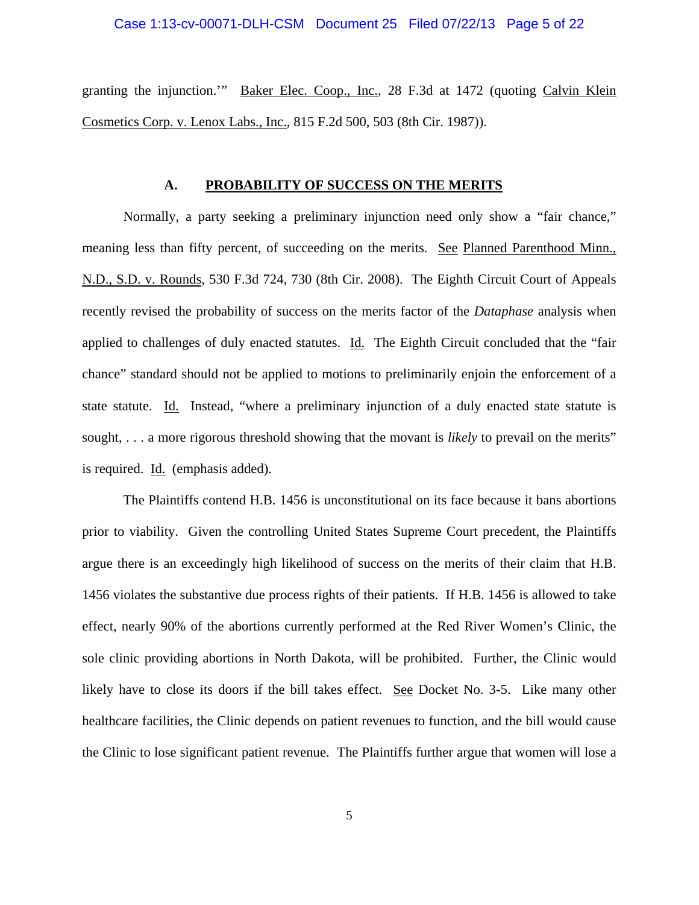granting the injunction.'" Baker Elec. Coop., Inc., 28 F.3d at 1472 (quoting Calvin Klein Cosmetics Corp. v. Lenox Labs., Inc., 815 F.2d 500, 503 (8th Cir. 1987)).

### A. PROBABILITY OF SUCCESS ON THE MERITS

Normally, a party seeking a preliminary injunction need only show a "fair chance," meaning less than fifty percent, of succeeding on the merits. See Planned Parenthood Minn., N.D., S.D. v. Rounds, 530 F.3d 724, 730 (8th Cir. 2008). The Eighth Circuit Court of Appeals recently revised the probability of success on the merits factor of the *Dataphase* analysis when applied to challenges of duly enacted statutes. Id. The Eighth Circuit concluded that the "fair chance" standard should not be applied to motions to preliminarily enjoin the enforcement of a state statute. Id. Instead, "where a preliminary injunction of a duly enacted state statute is sought, . . . a more rigorous threshold showing that the movant is *likely* to prevail on the merits" is required. Id. (emphasis added).

The Plaintiffs contend H.B. 1456 is unconstitutional on its face because it bans abortions prior to viability. Given the controlling United States Supreme Court precedent, the Plaintiffs argue there is an exceedingly high likelihood of success on the merits of their claim that H.B. 1456 violates the substantive due process rights of their patients. If H.B. 1456 is allowed to take effect, nearly 90% of the abortions currently performed at the Red River Women's Clinic, the sole clinic providing abortions in North Dakota, will be prohibited. Further, the Clinic would likely have to close its doors if the bill takes effect. See Docket No. 3-5. Like many other healthcare facilities, the Clinic depends on patient revenues to function, and the bill would cause the Clinic to lose significant patient revenue. The Plaintiffs further argue that women will lose a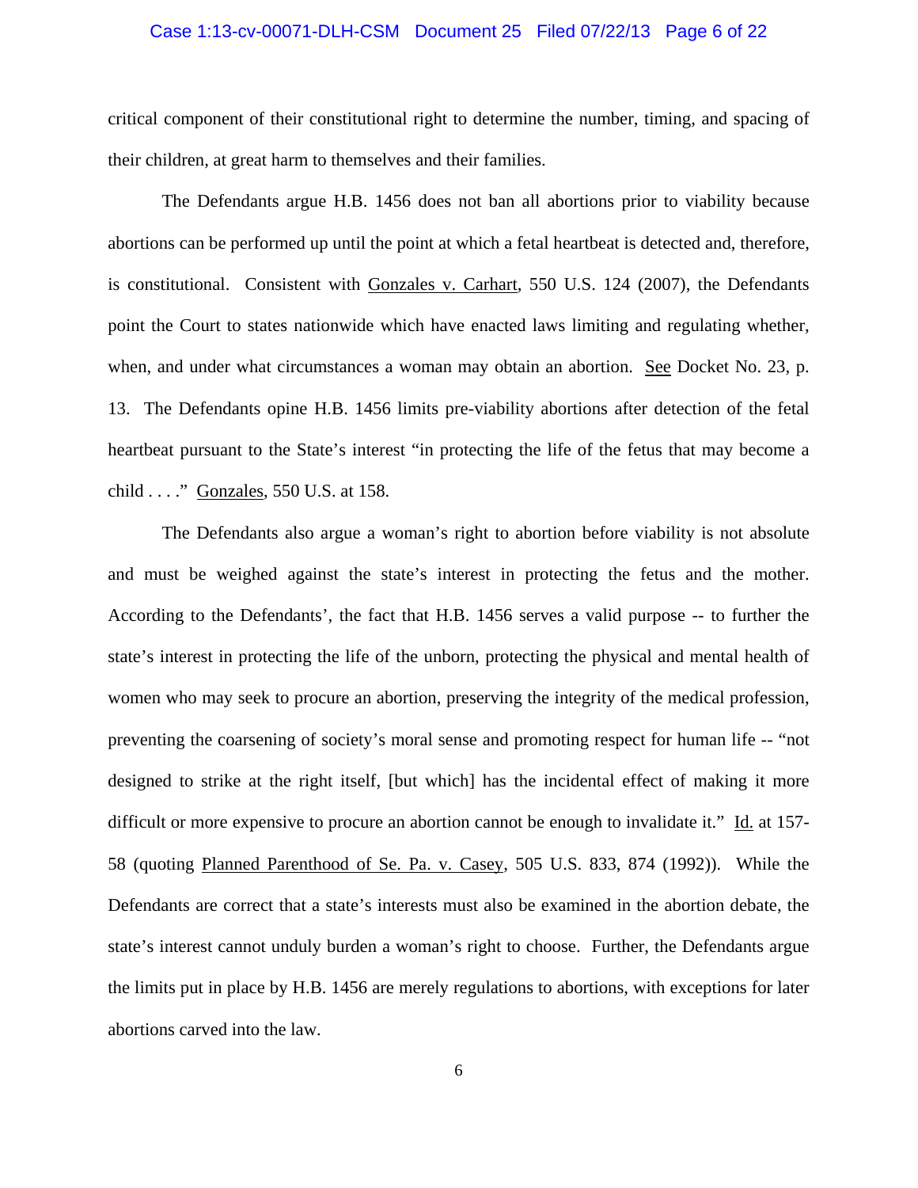critical component of their constitutional right to determine the number, timing, and spacing of their children, at great harm to themselves and their families.

The Defendants argue H.B. 1456 does not ban all abortions prior to viability because abortions can be performed up until the point at which a fetal heartbeat is detected and, therefore, is constitutional. Consistent with Gonzales v. Carhart, 550 U.S. 124 (2007), the Defendants point the Court to states nationwide which have enacted laws limiting and regulating whether, when, and under what circumstances a woman may obtain an abortion. See Docket No. 23, p. 13. The Defendants opine H.B. 1456 limits pre-viability abortions after detection of the fetal heartbeat pursuant to the State's interest "in protecting the life of the fetus that may become a child . . . ." Gonzales, 550 U.S. at 158.

The Defendants also argue a woman's right to abortion before viability is not absolute and must be weighed against the state's interest in protecting the fetus and the mother. According to the Defendants', the fact that H.B. 1456 serves a valid purpose -- to further the state's interest in protecting the life of the unborn, protecting the physical and mental health of women who may seek to procure an abortion, preserving the integrity of the medical profession, preventing the coarsening of society's moral sense and promoting respect for human life -- "not designed to strike at the right itself, [but which] has the incidental effect of making it more difficult or more expensive to procure an abortion cannot be enough to invalidate it." Id. at 157-58 (quoting Planned Parenthood of Se. Pa. v. Casey, 505 U.S. 833, 874 (1992)). While the Defendants are correct that a state's interests must also be examined in the abortion debate, the state's interest cannot unduly burden a woman's right to choose. Further, the Defendants argue the limits put in place by H.B. 1456 are merely regulations to abortions, with exceptions for later abortions carved into the law.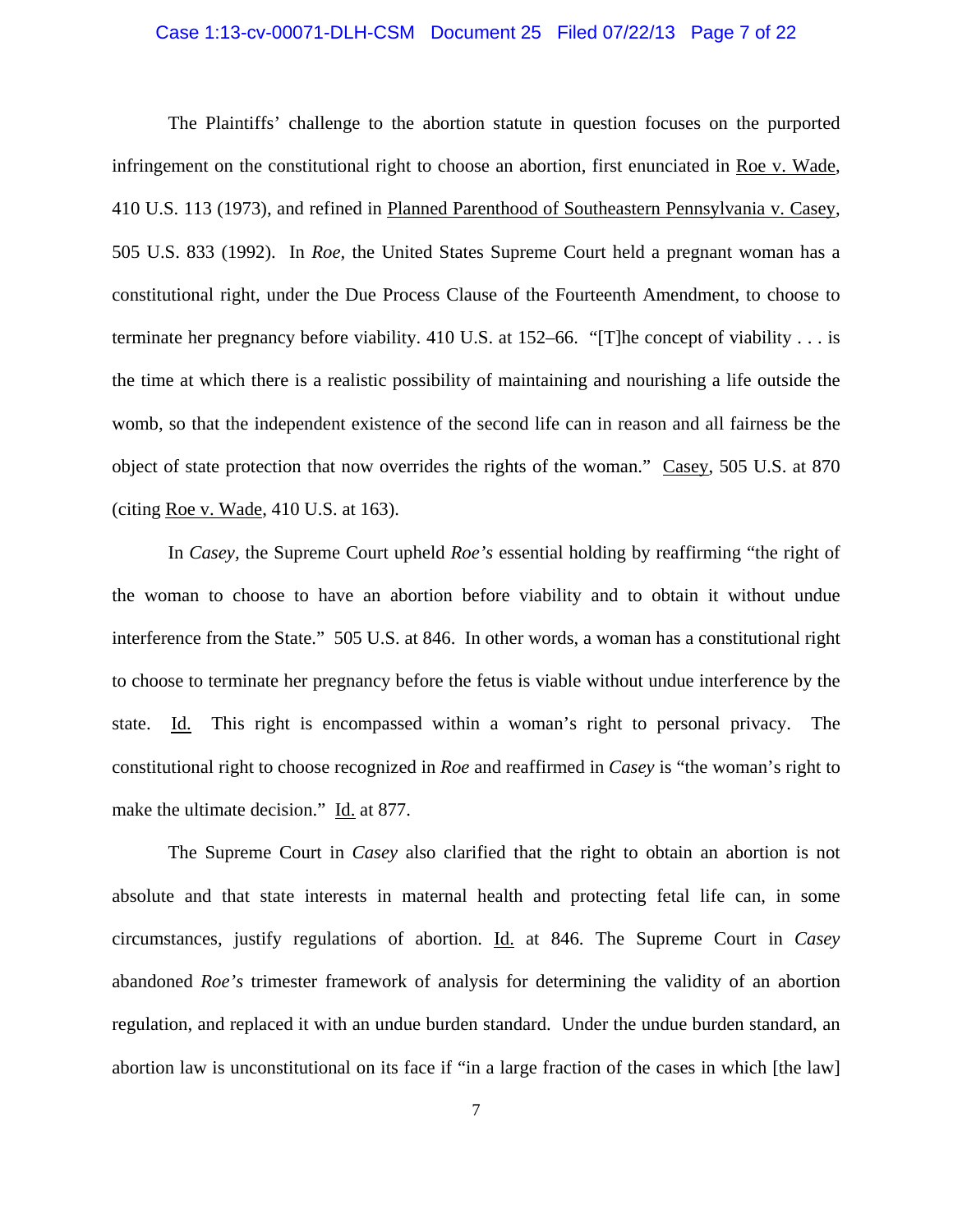The Plaintiffs' challenge to the abortion statute in question focuses on the purported infringement on the constitutional right to choose an abortion, first enunciated in Roe v. Wade, 410 U.S. 113 (1973), and refined in Planned Parenthood of Southeastern Pennsylvania v. Casey, 505 U.S. 833 (1992). In *Roe,* the United States Supreme Court held a pregnant woman has a constitutional right, under the Due Process Clause of the Fourteenth Amendment, to choose to terminate her pregnancy before viability. 410 U.S. at 152–66. "[T]he concept of viability . . . is the time at which there is a realistic possibility of maintaining and nourishing a life outside the womb, so that the independent existence of the second life can in reason and all fairness be the object of state protection that now overrides the rights of the woman." Casey, 505 U.S. at 870 (citing Roe v. Wade, 410 U.S. at 163).

In *Casey,* the Supreme Court upheld *Roe's* essential holding by reaffirming "the right of the woman to choose to have an abortion before viability and to obtain it without undue interference from the State." 505 U.S. at 846. In other words, a woman has a constitutional right to choose to terminate her pregnancy before the fetus is viable without undue interference by the state. Id. This right is encompassed within a woman's right to personal privacy. The constitutional right to choose recognized in *Roe* and reaffirmed in *Casey* is "the woman's right to make the ultimate decision." Id. at 877.

The Supreme Court in *Casey* also clarified that the right to obtain an abortion is not absolute and that state interests in maternal health and protecting fetal life can, in some circumstances, justify regulations of abortion. Id. at 846. The Supreme Court in *Casey* abandoned *Roe's* trimester framework of analysis for determining the validity of an abortion regulation, and replaced it with an undue burden standard. Under the undue burden standard, an abortion law is unconstitutional on its face if "in a large fraction of the cases in which [the law]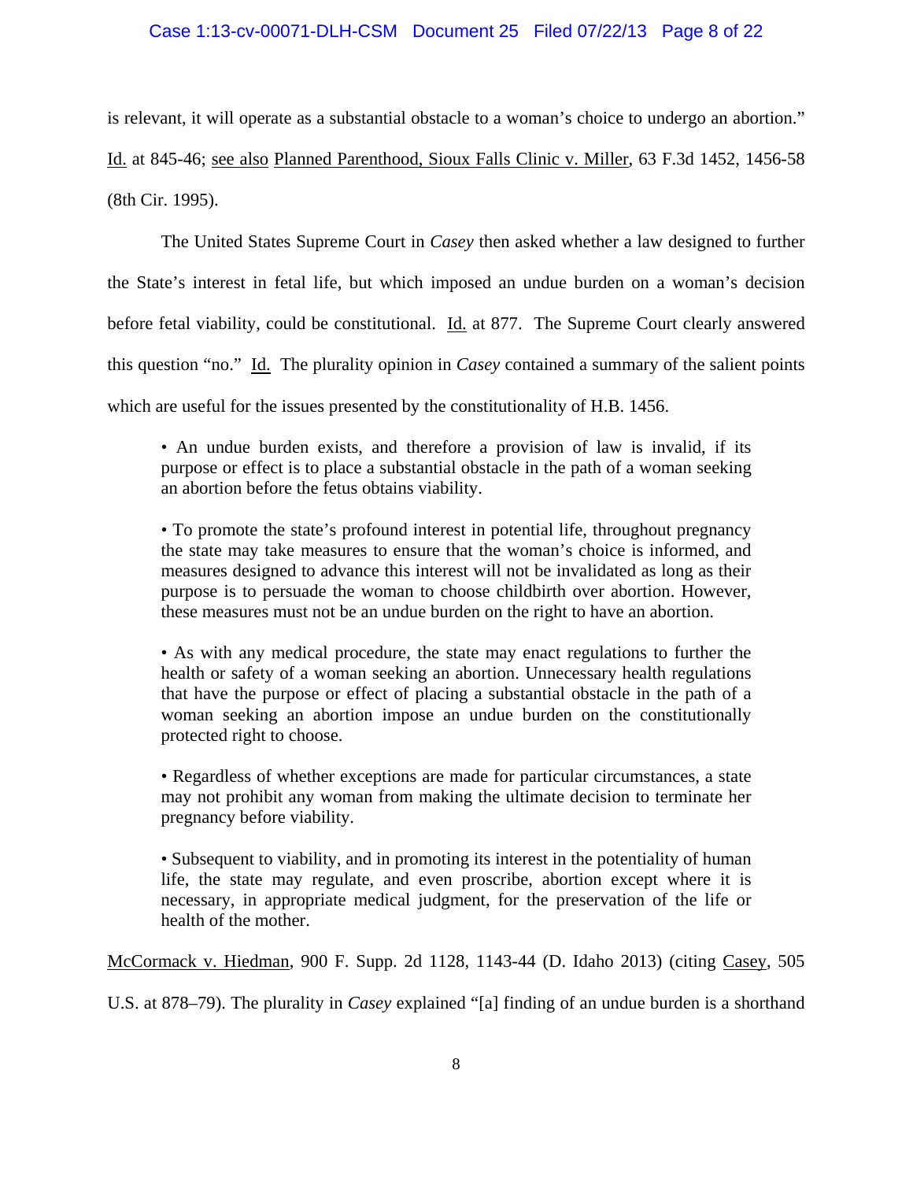is relevant, it will operate as a substantial obstacle to a woman's choice to undergo an abortion." Id. at 845-46; see also Planned Parenthood, Sioux Falls Clinic v. Miller, 63 F.3d 1452, 1456-58 (8th Cir. 1995).

The United States Supreme Court in *Casey* then asked whether a law designed to further the State's interest in fetal life, but which imposed an undue burden on a woman's decision before fetal viability, could be constitutional. Id. at 877. The Supreme Court clearly answered this question "no." Id. The plurality opinion in *Casey* contained a summary of the salient points which are useful for the issues presented by the constitutionality of H.B. 1456.

> • An undue burden exists, and therefore a provision of law is invalid, if its purpose or effect is to place a substantial obstacle in the path of a woman seeking an abortion before the fetus obtains viability.
>
> • To promote the state's profound interest in potential life, throughout pregnancy the state may take measures to ensure that the woman's choice is informed, and measures designed to advance this interest will not be invalidated as long as their purpose is to persuade the woman to choose childbirth over abortion. However, these measures must not be an undue burden on the right to have an abortion.
>
> • As with any medical procedure, the state may enact regulations to further the health or safety of a woman seeking an abortion. Unnecessary health regulations that have the purpose or effect of placing a substantial obstacle in the path of a woman seeking an abortion impose an undue burden on the constitutionally protected right to choose.
>
> • Regardless of whether exceptions are made for particular circumstances, a state may not prohibit any woman from making the ultimate decision to terminate her pregnancy before viability.
>
> • Subsequent to viability, and in promoting its interest in the potentiality of human life, the state may regulate, and even proscribe, abortion except where it is necessary, in appropriate medical judgment, for the preservation of the life or health of the mother.

McCormack v. Hiedman, 900 F. Supp. 2d 1128, 1143-44 (D. Idaho 2013) (citing Casey, 505 U.S. at 878–79). The plurality in *Casey* explained "[a] finding of an undue burden is a shorthand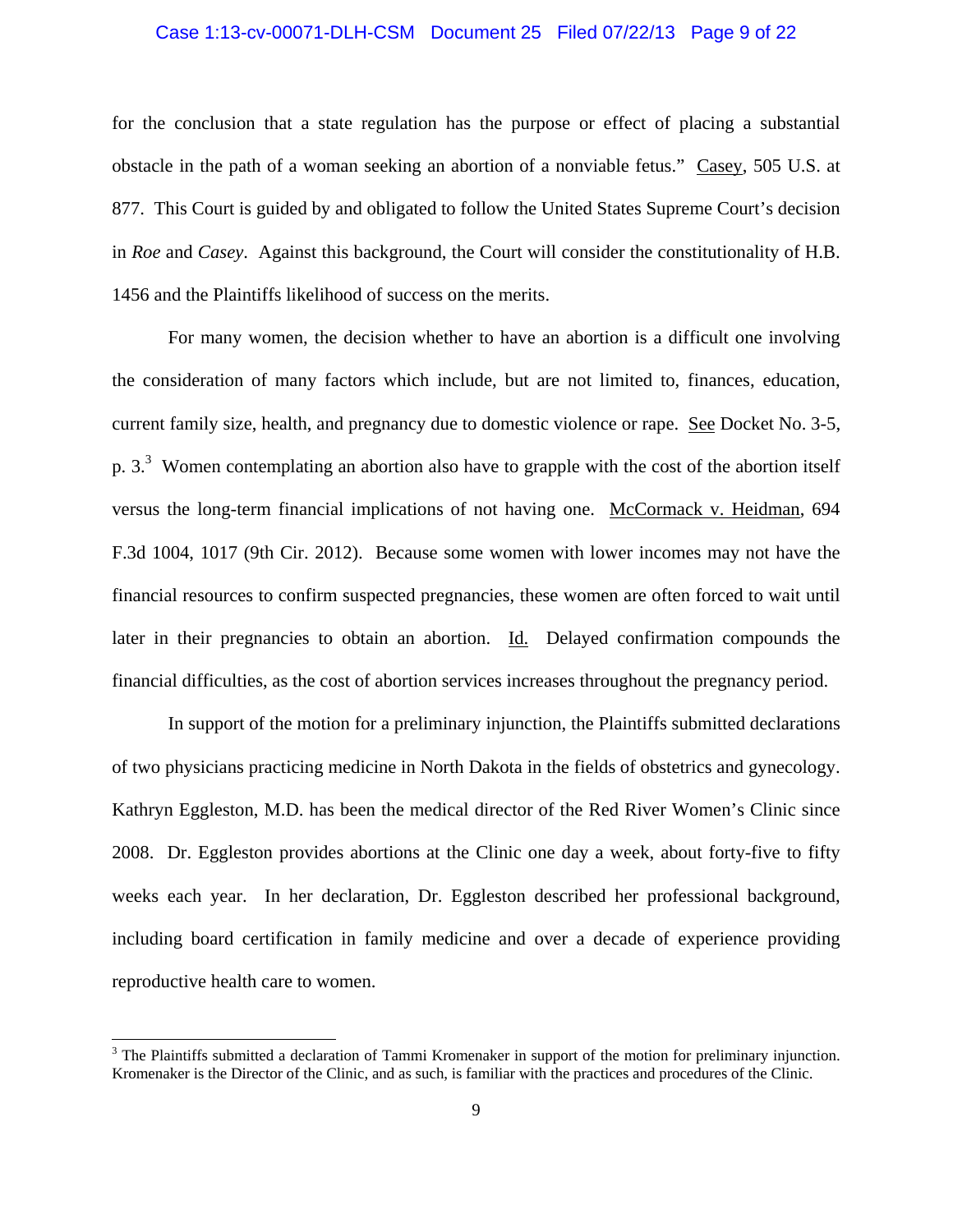for the conclusion that a state regulation has the purpose or effect of placing a substantial obstacle in the path of a woman seeking an abortion of a nonviable fetus." Casey, 505 U.S. at 877. This Court is guided by and obligated to follow the United States Supreme Court's decision in *Roe* and *Casey*. Against this background, the Court will consider the constitutionality of H.B. 1456 and the Plaintiffs likelihood of success on the merits.

For many women, the decision whether to have an abortion is a difficult one involving the consideration of many factors which include, but are not limited to, finances, education, current family size, health, and pregnancy due to domestic violence or rape. See Docket No. 3-5, p. 3.[3] Women contemplating an abortion also have to grapple with the cost of the abortion itself versus the long-term financial implications of not having one. McCormack v. Heidman, 694 F.3d 1004, 1017 (9th Cir. 2012). Because some women with lower incomes may not have the financial resources to confirm suspected pregnancies, these women are often forced to wait until later in their pregnancies to obtain an abortion. Id. Delayed confirmation compounds the financial difficulties, as the cost of abortion services increases throughout the pregnancy period.

In support of the motion for a preliminary injunction, the Plaintiffs submitted declarations of two physicians practicing medicine in North Dakota in the fields of obstetrics and gynecology. Kathryn Eggleston, M.D. has been the medical director of the Red River Women's Clinic since 2008. Dr. Eggleston provides abortions at the Clinic one day a week, about forty-five to fifty weeks each year. In her declaration, Dr. Eggleston described her professional background, including board certification in family medicine and over a decade of experience providing reproductive health care to women.

[3] The Plaintiffs submitted a declaration of Tammi Kromenaker in support of the motion for preliminary injunction. Kromenaker is the Director of the Clinic, and as such, is familiar with the practices and procedures of the Clinic.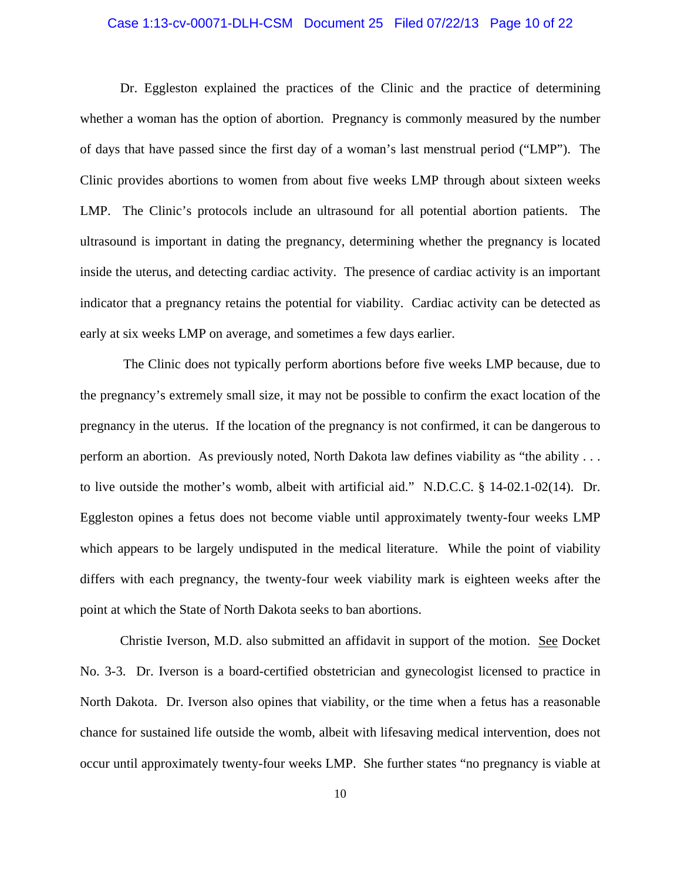Dr. Eggleston explained the practices of the Clinic and the practice of determining whether a woman has the option of abortion. Pregnancy is commonly measured by the number of days that have passed since the first day of a woman's last menstrual period ("LMP"). The Clinic provides abortions to women from about five weeks LMP through about sixteen weeks LMP. The Clinic's protocols include an ultrasound for all potential abortion patients. The ultrasound is important in dating the pregnancy, determining whether the pregnancy is located inside the uterus, and detecting cardiac activity. The presence of cardiac activity is an important indicator that a pregnancy retains the potential for viability. Cardiac activity can be detected as early at six weeks LMP on average, and sometimes a few days earlier.

The Clinic does not typically perform abortions before five weeks LMP because, due to the pregnancy's extremely small size, it may not be possible to confirm the exact location of the pregnancy in the uterus. If the location of the pregnancy is not confirmed, it can be dangerous to perform an abortion. As previously noted, North Dakota law defines viability as "the ability . . . to live outside the mother's womb, albeit with artificial aid." N.D.C.C. § 14-02.1-02(14). Dr. Eggleston opines a fetus does not become viable until approximately twenty-four weeks LMP which appears to be largely undisputed in the medical literature. While the point of viability differs with each pregnancy, the twenty-four week viability mark is eighteen weeks after the point at which the State of North Dakota seeks to ban abortions.

Christie Iverson, M.D. also submitted an affidavit in support of the motion. See Docket No. 3-3. Dr. Iverson is a board-certified obstetrician and gynecologist licensed to practice in North Dakota. Dr. Iverson also opines that viability, or the time when a fetus has a reasonable chance for sustained life outside the womb, albeit with lifesaving medical intervention, does not occur until approximately twenty-four weeks LMP. She further states "no pregnancy is viable at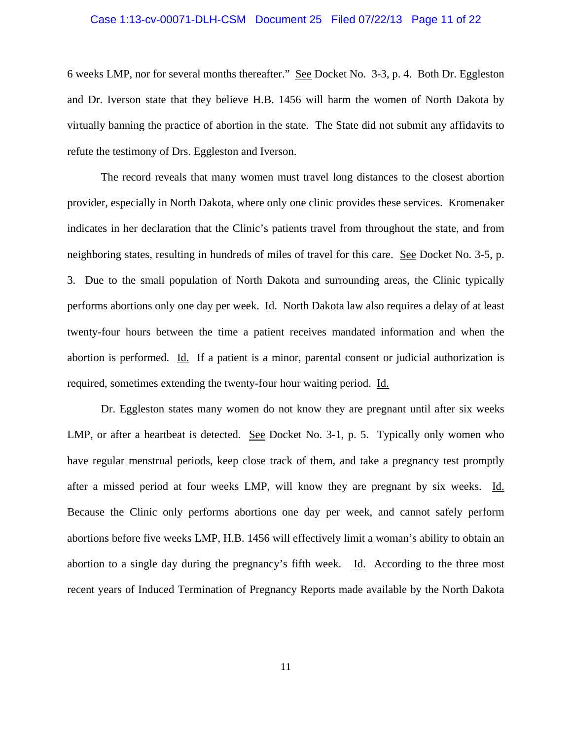6 weeks LMP, nor for several months thereafter." See Docket No. 3-3, p. 4. Both Dr. Eggleston and Dr. Iverson state that they believe H.B. 1456 will harm the women of North Dakota by virtually banning the practice of abortion in the state. The State did not submit any affidavits to refute the testimony of Drs. Eggleston and Iverson.

The record reveals that many women must travel long distances to the closest abortion provider, especially in North Dakota, where only one clinic provides these services. Kromenaker indicates in her declaration that the Clinic's patients travel from throughout the state, and from neighboring states, resulting in hundreds of miles of travel for this care. See Docket No. 3-5, p. 3. Due to the small population of North Dakota and surrounding areas, the Clinic typically performs abortions only one day per week. Id. North Dakota law also requires a delay of at least twenty-four hours between the time a patient receives mandated information and when the abortion is performed. Id. If a patient is a minor, parental consent or judicial authorization is required, sometimes extending the twenty-four hour waiting period. Id.

Dr. Eggleston states many women do not know they are pregnant until after six weeks LMP, or after a heartbeat is detected. See Docket No. 3-1, p. 5. Typically only women who have regular menstrual periods, keep close track of them, and take a pregnancy test promptly after a missed period at four weeks LMP, will know they are pregnant by six weeks. Id. Because the Clinic only performs abortions one day per week, and cannot safely perform abortions before five weeks LMP, H.B. 1456 will effectively limit a woman's ability to obtain an abortion to a single day during the pregnancy's fifth week. Id. According to the three most recent years of Induced Termination of Pregnancy Reports made available by the North Dakota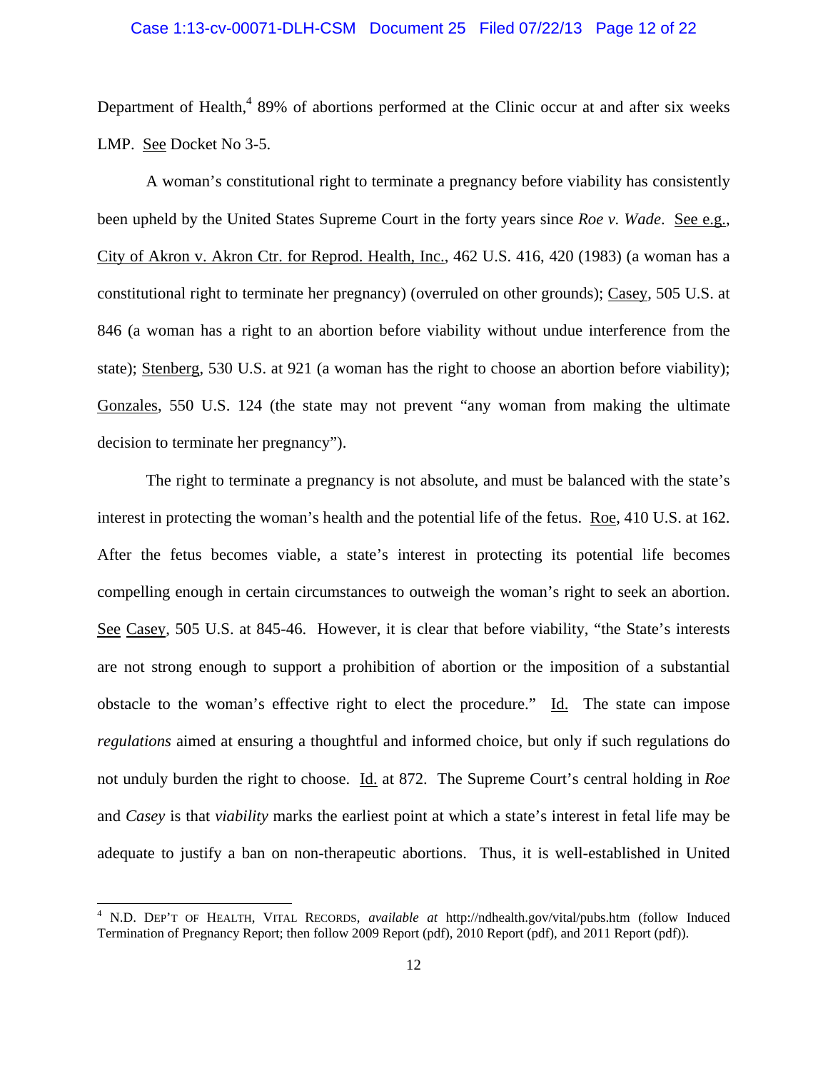Department of Health,[4] 89% of abortions performed at the Clinic occur at and after six weeks LMP. See Docket No 3-5.

A woman's constitutional right to terminate a pregnancy before viability has consistently been upheld by the United States Supreme Court in the forty years since *Roe v. Wade*. See e.g., City of Akron v. Akron Ctr. for Reprod. Health, Inc., 462 U.S. 416, 420 (1983) (a woman has a constitutional right to terminate her pregnancy) (overruled on other grounds); Casey, 505 U.S. at 846 (a woman has a right to an abortion before viability without undue interference from the state); Stenberg, 530 U.S. at 921 (a woman has the right to choose an abortion before viability); Gonzales, 550 U.S. 124 (the state may not prevent "any woman from making the ultimate decision to terminate her pregnancy").

The right to terminate a pregnancy is not absolute, and must be balanced with the state's interest in protecting the woman's health and the potential life of the fetus. Roe, 410 U.S. at 162. After the fetus becomes viable, a state's interest in protecting its potential life becomes compelling enough in certain circumstances to outweigh the woman's right to seek an abortion. See Casey, 505 U.S. at 845-46. However, it is clear that before viability, "the State's interests are not strong enough to support a prohibition of abortion or the imposition of a substantial obstacle to the woman's effective right to elect the procedure." Id. The state can impose *regulations* aimed at ensuring a thoughtful and informed choice, but only if such regulations do not unduly burden the right to choose. Id. at 872. The Supreme Court's central holding in *Roe* and *Casey* is that *viability* marks the earliest point at which a state's interest in fetal life may be adequate to justify a ban on non-therapeutic abortions. Thus, it is well-established in United

---

[4] N.D. DEP'T OF HEALTH, VITAL RECORDS, *available at* http://ndhealth.gov/vital/pubs.htm (follow Induced Termination of Pregnancy Report; then follow 2009 Report (pdf), 2010 Report (pdf), and 2011 Report (pdf)).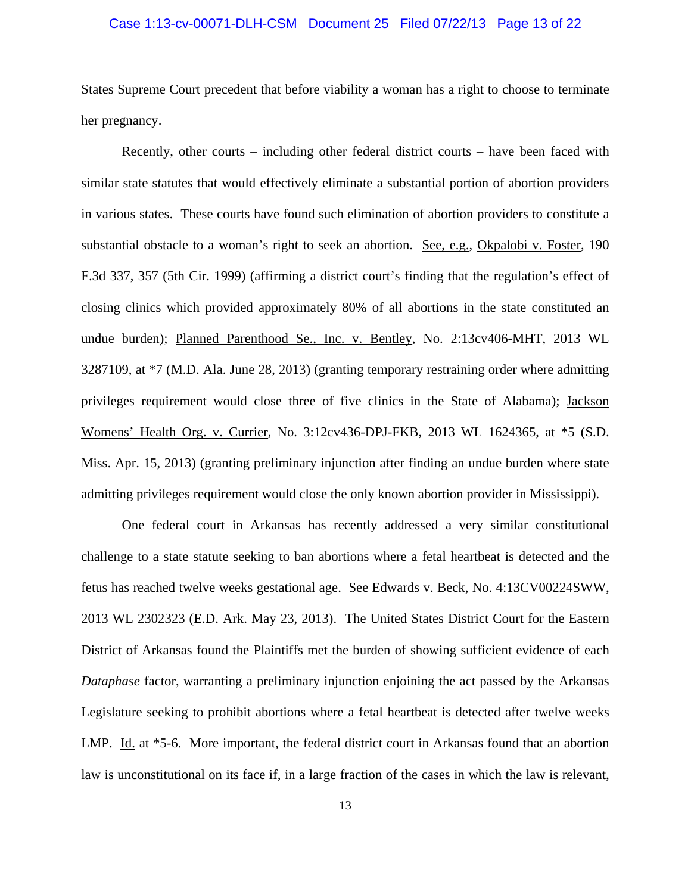States Supreme Court precedent that before viability a woman has a right to choose to terminate her pregnancy.

Recently, other courts – including other federal district courts – have been faced with similar state statutes that would effectively eliminate a substantial portion of abortion providers in various states. These courts have found such elimination of abortion providers to constitute a substantial obstacle to a woman's right to seek an abortion. See, e.g., Okpalobi v. Foster, 190 F.3d 337, 357 (5th Cir. 1999) (affirming a district court's finding that the regulation's effect of closing clinics which provided approximately 80% of all abortions in the state constituted an undue burden); Planned Parenthood Se., Inc. v. Bentley, No. 2:13cv406-MHT, 2013 WL 3287109, at *7 (M.D. Ala. June 28, 2013) (granting temporary restraining order where admitting privileges requirement would close three of five clinics in the State of Alabama); Jackson Womens' Health Org. v. Currier, No. 3:12cv436-DPJ-FKB, 2013 WL 1624365, at *5 (S.D. Miss. Apr. 15, 2013) (granting preliminary injunction after finding an undue burden where state admitting privileges requirement would close the only known abortion provider in Mississippi).

One federal court in Arkansas has recently addressed a very similar constitutional challenge to a state statute seeking to ban abortions where a fetal heartbeat is detected and the fetus has reached twelve weeks gestational age. See Edwards v. Beck, No. 4:13CV00224SWW, 2013 WL 2302323 (E.D. Ark. May 23, 2013). The United States District Court for the Eastern District of Arkansas found the Plaintiffs met the burden of showing sufficient evidence of each *Dataphase* factor, warranting a preliminary injunction enjoining the act passed by the Arkansas Legislature seeking to prohibit abortions where a fetal heartbeat is detected after twelve weeks LMP. Id. at *5-6. More important, the federal district court in Arkansas found that an abortion law is unconstitutional on its face if, in a large fraction of the cases in which the law is relevant,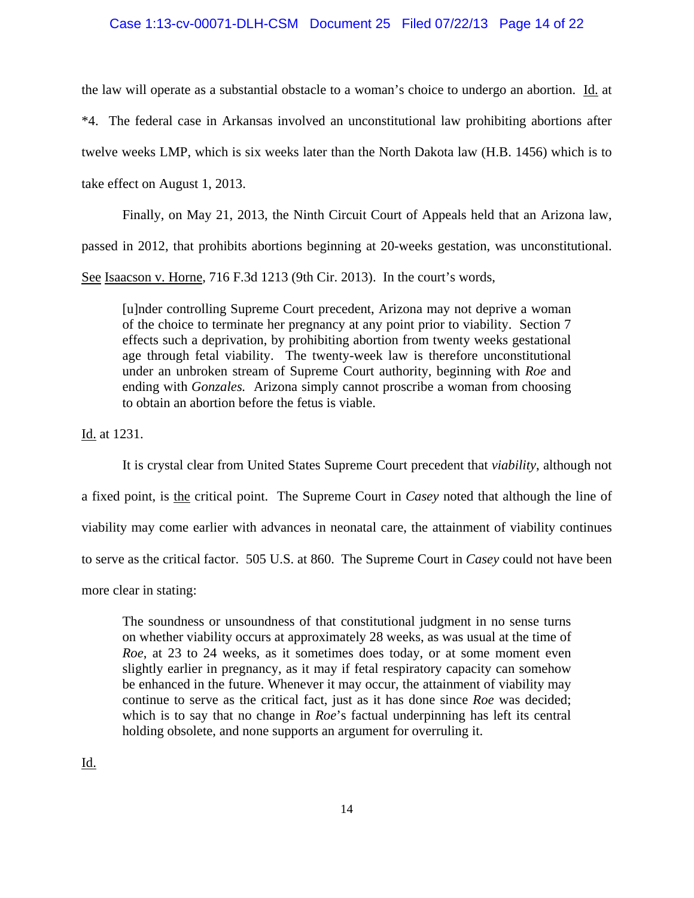the law will operate as a substantial obstacle to a woman's choice to undergo an abortion. Id. at *4. The federal case in Arkansas involved an unconstitutional law prohibiting abortions after twelve weeks LMP, which is six weeks later than the North Dakota law (H.B. 1456) which is to take effect on August 1, 2013.

Finally, on May 21, 2013, the Ninth Circuit Court of Appeals held that an Arizona law, passed in 2012, that prohibits abortions beginning at 20-weeks gestation, was unconstitutional. See Isaacson v. Horne, 716 F.3d 1213 (9th Cir. 2013). In the court's words,

> [u]nder controlling Supreme Court precedent, Arizona may not deprive a woman of the choice to terminate her pregnancy at any point prior to viability. Section 7 effects such a deprivation, by prohibiting abortion from twenty weeks gestational age through fetal viability. The twenty-week law is therefore unconstitutional under an unbroken stream of Supreme Court authority, beginning with *Roe* and ending with *Gonzales.* Arizona simply cannot proscribe a woman from choosing to obtain an abortion before the fetus is viable.

Id. at 1231.

It is crystal clear from United States Supreme Court precedent that *viability*, although not a fixed point, is the critical point. The Supreme Court in *Casey* noted that although the line of viability may come earlier with advances in neonatal care, the attainment of viability continues to serve as the critical factor. 505 U.S. at 860. The Supreme Court in *Casey* could not have been more clear in stating:

> The soundness or unsoundness of that constitutional judgment in no sense turns on whether viability occurs at approximately 28 weeks, as was usual at the time of *Roe*, at 23 to 24 weeks, as it sometimes does today, or at some moment even slightly earlier in pregnancy, as it may if fetal respiratory capacity can somehow be enhanced in the future. Whenever it may occur, the attainment of viability may continue to serve as the critical fact, just as it has done since *Roe* was decided; which is to say that no change in *Roe*'s factual underpinning has left its central holding obsolete, and none supports an argument for overruling it.

Id.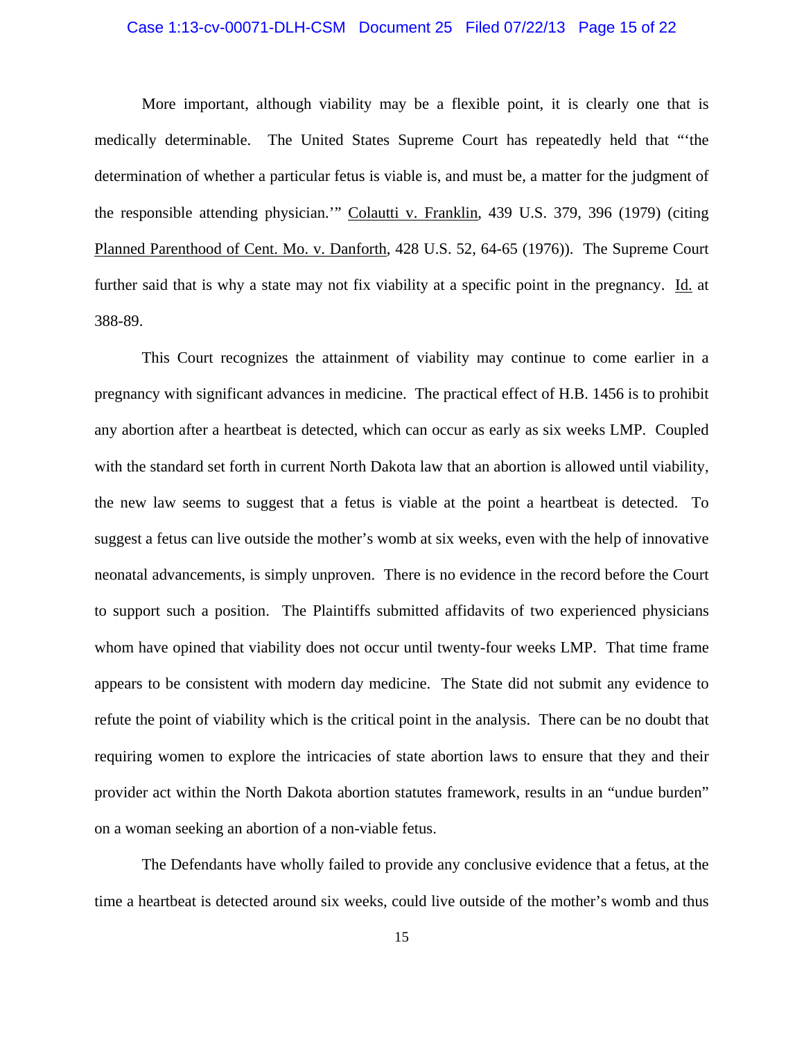More important, although viability may be a flexible point, it is clearly one that is medically determinable. The United States Supreme Court has repeatedly held that "'the determination of whether a particular fetus is viable is, and must be, a matter for the judgment of the responsible attending physician.'" Colautti v. Franklin, 439 U.S. 379, 396 (1979) (citing Planned Parenthood of Cent. Mo. v. Danforth, 428 U.S. 52, 64-65 (1976)). The Supreme Court further said that is why a state may not fix viability at a specific point in the pregnancy. Id. at 388-89.

This Court recognizes the attainment of viability may continue to come earlier in a pregnancy with significant advances in medicine. The practical effect of H.B. 1456 is to prohibit any abortion after a heartbeat is detected, which can occur as early as six weeks LMP. Coupled with the standard set forth in current North Dakota law that an abortion is allowed until viability, the new law seems to suggest that a fetus is viable at the point a heartbeat is detected. To suggest a fetus can live outside the mother's womb at six weeks, even with the help of innovative neonatal advancements, is simply unproven. There is no evidence in the record before the Court to support such a position. The Plaintiffs submitted affidavits of two experienced physicians whom have opined that viability does not occur until twenty-four weeks LMP. That time frame appears to be consistent with modern day medicine. The State did not submit any evidence to refute the point of viability which is the critical point in the analysis. There can be no doubt that requiring women to explore the intricacies of state abortion laws to ensure that they and their provider act within the North Dakota abortion statutes framework, results in an "undue burden" on a woman seeking an abortion of a non-viable fetus.

The Defendants have wholly failed to provide any conclusive evidence that a fetus, at the time a heartbeat is detected around six weeks, could live outside of the mother's womb and thus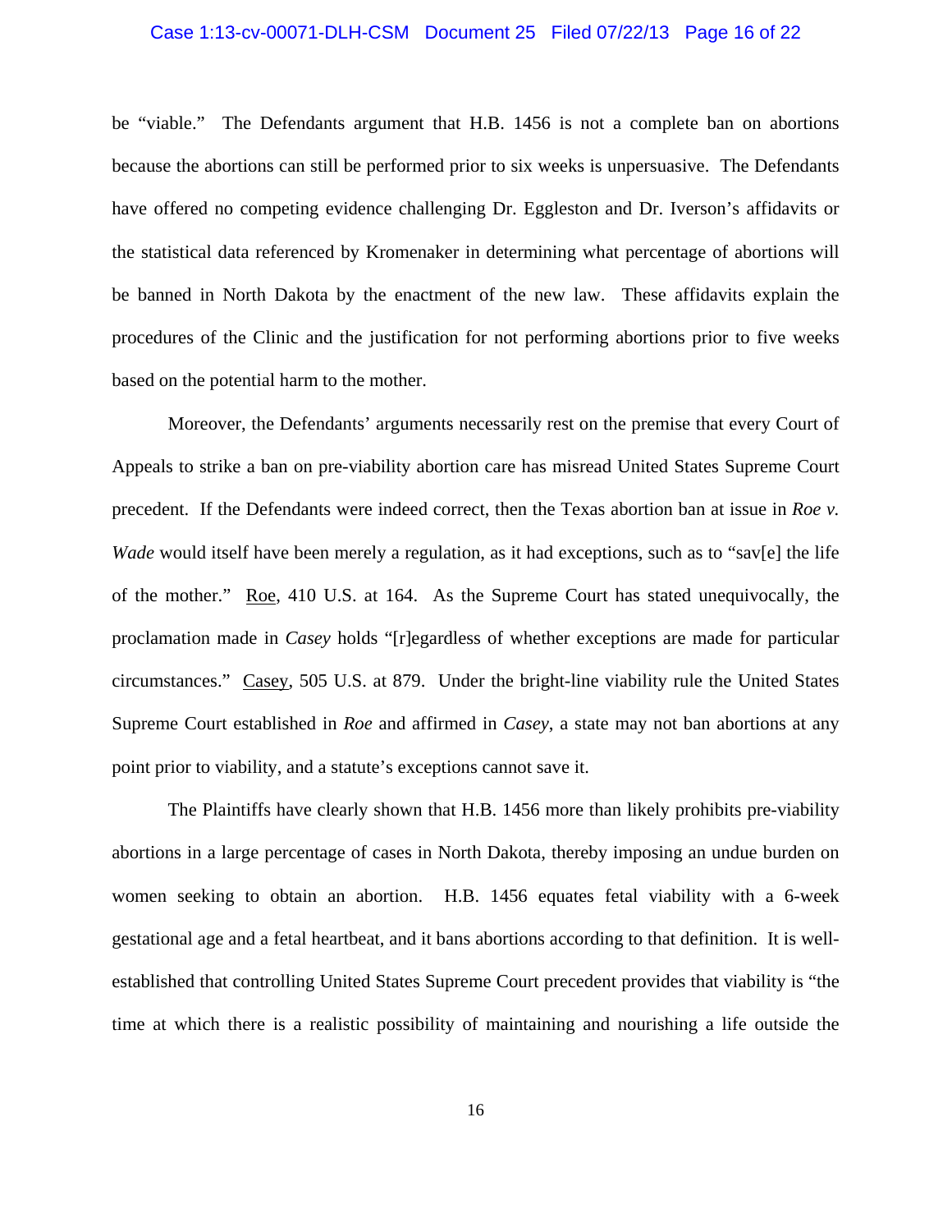be "viable." The Defendants argument that H.B. 1456 is not a complete ban on abortions because the abortions can still be performed prior to six weeks is unpersuasive. The Defendants have offered no competing evidence challenging Dr. Eggleston and Dr. Iverson's affidavits or the statistical data referenced by Kromenaker in determining what percentage of abortions will be banned in North Dakota by the enactment of the new law. These affidavits explain the procedures of the Clinic and the justification for not performing abortions prior to five weeks based on the potential harm to the mother.

Moreover, the Defendants' arguments necessarily rest on the premise that every Court of Appeals to strike a ban on pre-viability abortion care has misread United States Supreme Court precedent. If the Defendants were indeed correct, then the Texas abortion ban at issue in *Roe v. Wade* would itself have been merely a regulation, as it had exceptions, such as to "sav[e] the life of the mother." Roe, 410 U.S. at 164. As the Supreme Court has stated unequivocally, the proclamation made in *Casey* holds "[r]egardless of whether exceptions are made for particular circumstances." Casey, 505 U.S. at 879. Under the bright-line viability rule the United States Supreme Court established in *Roe* and affirmed in *Casey*, a state may not ban abortions at any point prior to viability, and a statute's exceptions cannot save it.

The Plaintiffs have clearly shown that H.B. 1456 more than likely prohibits pre-viability abortions in a large percentage of cases in North Dakota, thereby imposing an undue burden on women seeking to obtain an abortion. H.B. 1456 equates fetal viability with a 6-week gestational age and a fetal heartbeat, and it bans abortions according to that definition. It is well-established that controlling United States Supreme Court precedent provides that viability is "the time at which there is a realistic possibility of maintaining and nourishing a life outside the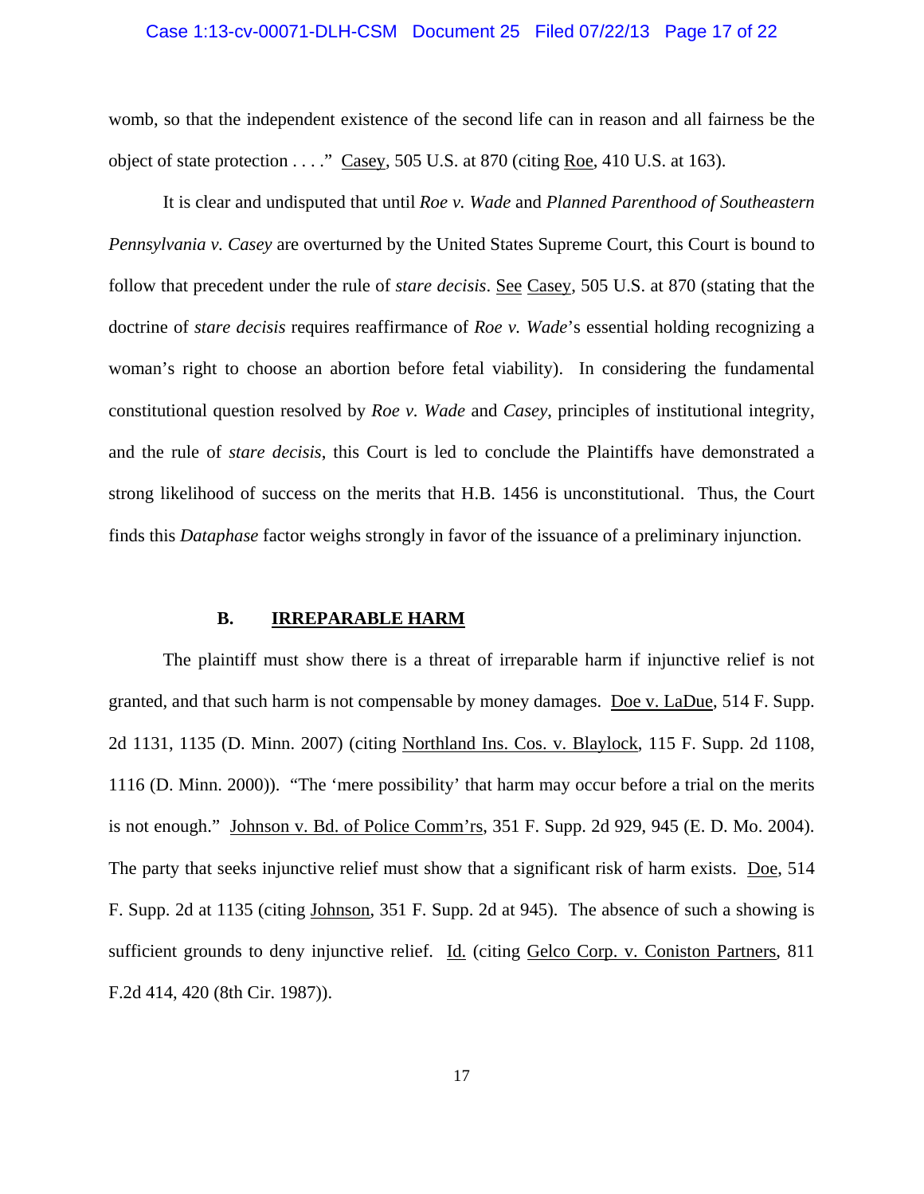womb, so that the independent existence of the second life can in reason and all fairness be the object of state protection . . . ." Casey, 505 U.S. at 870 (citing Roe, 410 U.S. at 163).

It is clear and undisputed that until *Roe v. Wade* and *Planned Parenthood of Southeastern Pennsylvania v. Casey* are overturned by the United States Supreme Court, this Court is bound to follow that precedent under the rule of *stare decisis*. See Casey, 505 U.S. at 870 (stating that the doctrine of *stare decisis* requires reaffirmance of *Roe v. Wade*'s essential holding recognizing a woman's right to choose an abortion before fetal viability). In considering the fundamental constitutional question resolved by *Roe v. Wade* and *Casey*, principles of institutional integrity, and the rule of *stare decisis*, this Court is led to conclude the Plaintiffs have demonstrated a strong likelihood of success on the merits that H.B. 1456 is unconstitutional. Thus, the Court finds this *Dataphase* factor weighs strongly in favor of the issuance of a preliminary injunction.

### B. IRREPARABLE HARM

The plaintiff must show there is a threat of irreparable harm if injunctive relief is not granted, and that such harm is not compensable by money damages. Doe v. LaDue, 514 F. Supp. 2d 1131, 1135 (D. Minn. 2007) (citing Northland Ins. Cos. v. Blaylock, 115 F. Supp. 2d 1108, 1116 (D. Minn. 2000)). "The 'mere possibility' that harm may occur before a trial on the merits is not enough." Johnson v. Bd. of Police Comm'rs, 351 F. Supp. 2d 929, 945 (E. D. Mo. 2004). The party that seeks injunctive relief must show that a significant risk of harm exists. Doe, 514 F. Supp. 2d at 1135 (citing Johnson, 351 F. Supp. 2d at 945). The absence of such a showing is sufficient grounds to deny injunctive relief. Id. (citing Gelco Corp. v. Coniston Partners, 811 F.2d 414, 420 (8th Cir. 1987)).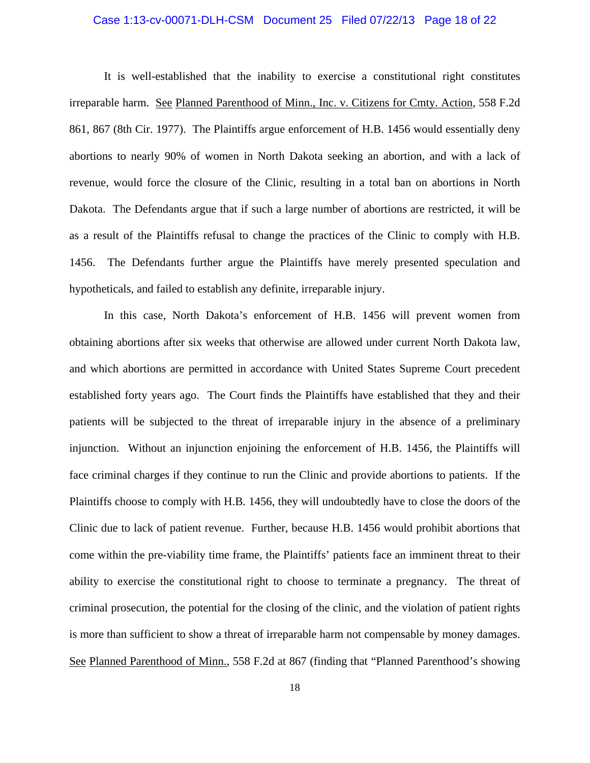It is well-established that the inability to exercise a constitutional right constitutes irreparable harm. See Planned Parenthood of Minn., Inc. v. Citizens for Cmty. Action, 558 F.2d 861, 867 (8th Cir. 1977). The Plaintiffs argue enforcement of H.B. 1456 would essentially deny abortions to nearly 90% of women in North Dakota seeking an abortion, and with a lack of revenue, would force the closure of the Clinic, resulting in a total ban on abortions in North Dakota. The Defendants argue that if such a large number of abortions are restricted, it will be as a result of the Plaintiffs refusal to change the practices of the Clinic to comply with H.B. 1456. The Defendants further argue the Plaintiffs have merely presented speculation and hypotheticals, and failed to establish any definite, irreparable injury.

In this case, North Dakota's enforcement of H.B. 1456 will prevent women from obtaining abortions after six weeks that otherwise are allowed under current North Dakota law, and which abortions are permitted in accordance with United States Supreme Court precedent established forty years ago. The Court finds the Plaintiffs have established that they and their patients will be subjected to the threat of irreparable injury in the absence of a preliminary injunction. Without an injunction enjoining the enforcement of H.B. 1456, the Plaintiffs will face criminal charges if they continue to run the Clinic and provide abortions to patients. If the Plaintiffs choose to comply with H.B. 1456, they will undoubtedly have to close the doors of the Clinic due to lack of patient revenue. Further, because H.B. 1456 would prohibit abortions that come within the pre-viability time frame, the Plaintiffs' patients face an imminent threat to their ability to exercise the constitutional right to choose to terminate a pregnancy. The threat of criminal prosecution, the potential for the closing of the clinic, and the violation of patient rights is more than sufficient to show a threat of irreparable harm not compensable by money damages. See Planned Parenthood of Minn., 558 F.2d at 867 (finding that "Planned Parenthood's showing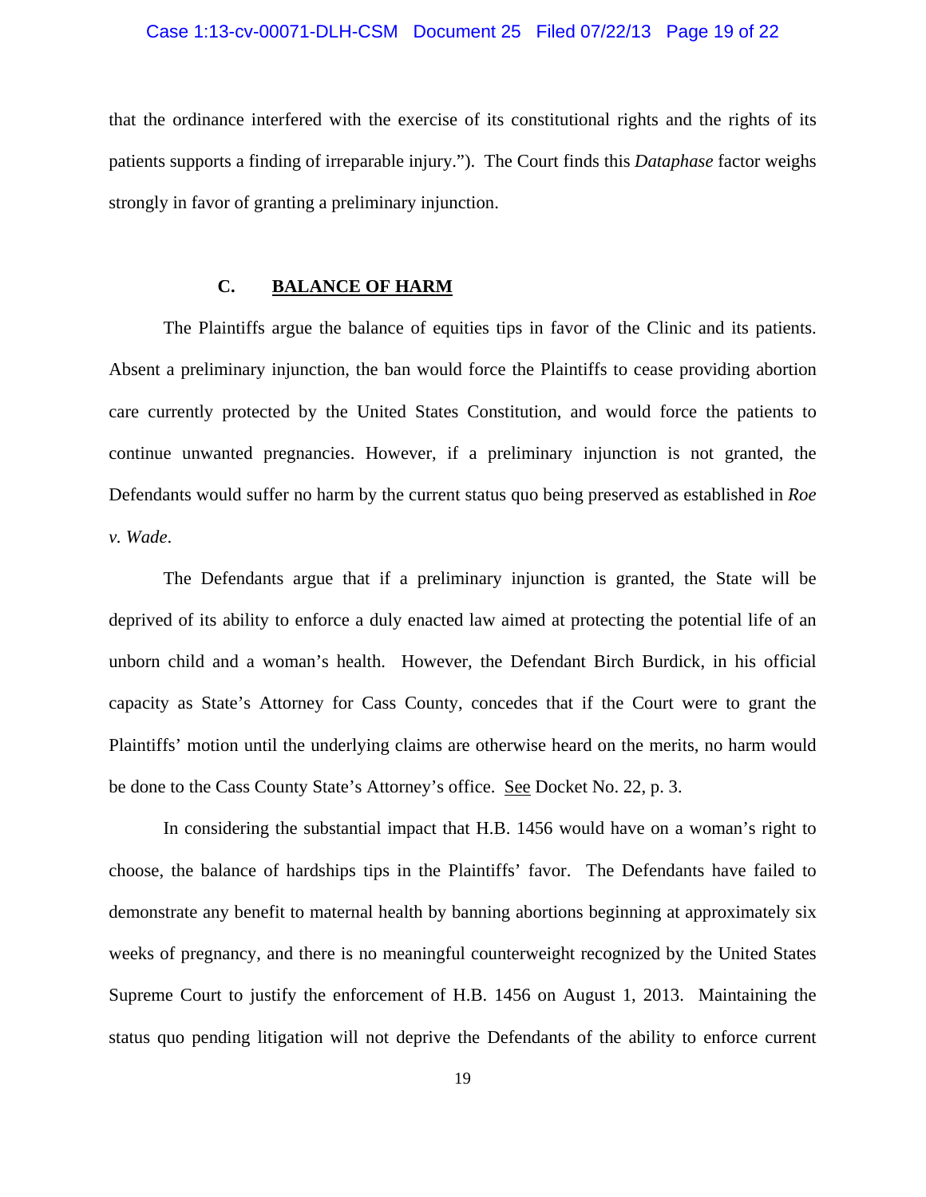that the ordinance interfered with the exercise of its constitutional rights and the rights of its patients supports a finding of irreparable injury."). The Court finds this *Dataphase* factor weighs strongly in favor of granting a preliminary injunction.

### C. <u>**BALANCE OF HARM**</u>

The Plaintiffs argue the balance of equities tips in favor of the Clinic and its patients. Absent a preliminary injunction, the ban would force the Plaintiffs to cease providing abortion care currently protected by the United States Constitution, and would force the patients to continue unwanted pregnancies. However, if a preliminary injunction is not granted, the Defendants would suffer no harm by the current status quo being preserved as established in *Roe v. Wade*.

The Defendants argue that if a preliminary injunction is granted, the State will be deprived of its ability to enforce a duly enacted law aimed at protecting the potential life of an unborn child and a woman's health. However, the Defendant Birch Burdick, in his official capacity as State's Attorney for Cass County, concedes that if the Court were to grant the Plaintiffs' motion until the underlying claims are otherwise heard on the merits, no harm would be done to the Cass County State's Attorney's office. <u>See</u> Docket No. 22, p. 3.

In considering the substantial impact that H.B. 1456 would have on a woman's right to choose, the balance of hardships tips in the Plaintiffs' favor. The Defendants have failed to demonstrate any benefit to maternal health by banning abortions beginning at approximately six weeks of pregnancy, and there is no meaningful counterweight recognized by the United States Supreme Court to justify the enforcement of H.B. 1456 on August 1, 2013. Maintaining the status quo pending litigation will not deprive the Defendants of the ability to enforce current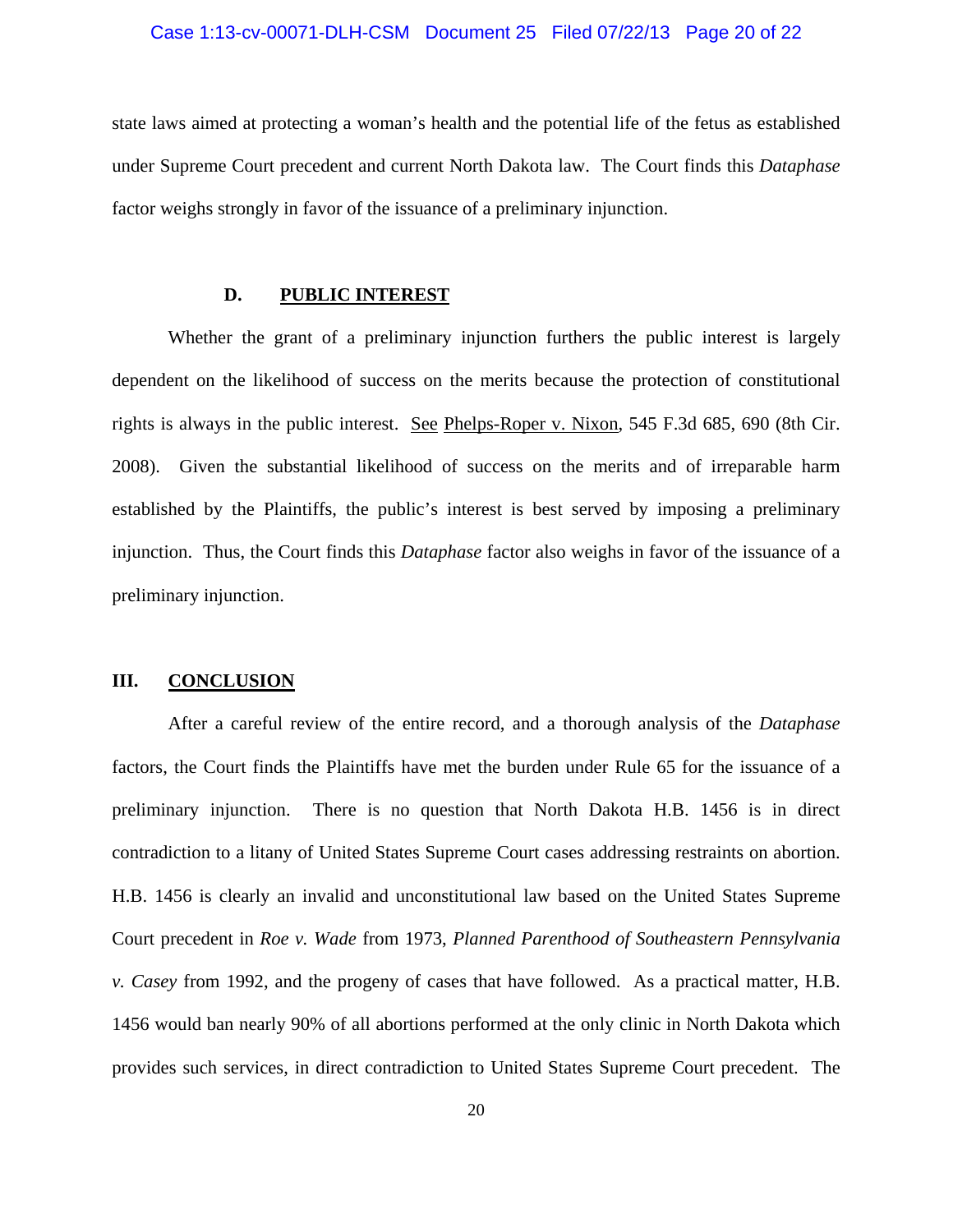state laws aimed at protecting a woman's health and the potential life of the fetus as established under Supreme Court precedent and current North Dakota law. The Court finds this *Dataphase* factor weighs strongly in favor of the issuance of a preliminary injunction.

### D. PUBLIC INTEREST

Whether the grant of a preliminary injunction furthers the public interest is largely dependent on the likelihood of success on the merits because the protection of constitutional rights is always in the public interest. See Phelps-Roper v. Nixon, 545 F.3d 685, 690 (8th Cir. 2008). Given the substantial likelihood of success on the merits and of irreparable harm established by the Plaintiffs, the public's interest is best served by imposing a preliminary injunction. Thus, the Court finds this *Dataphase* factor also weighs in favor of the issuance of a preliminary injunction.

## III. CONCLUSION

After a careful review of the entire record, and a thorough analysis of the *Dataphase* factors, the Court finds the Plaintiffs have met the burden under Rule 65 for the issuance of a preliminary injunction. There is no question that North Dakota H.B. 1456 is in direct contradiction to a litany of United States Supreme Court cases addressing restraints on abortion. H.B. 1456 is clearly an invalid and unconstitutional law based on the United States Supreme Court precedent in *Roe v. Wade* from 1973, *Planned Parenthood of Southeastern Pennsylvania v. Casey* from 1992, and the progeny of cases that have followed. As a practical matter, H.B. 1456 would ban nearly 90% of all abortions performed at the only clinic in North Dakota which provides such services, in direct contradiction to United States Supreme Court precedent. The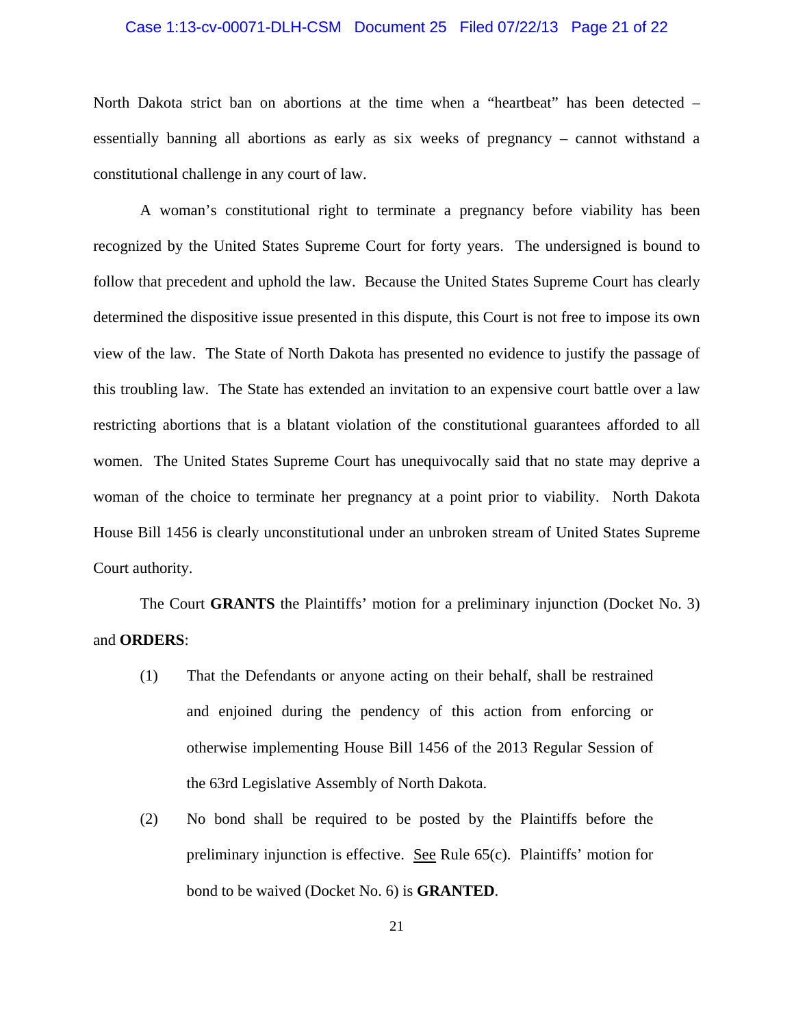North Dakota strict ban on abortions at the time when a "heartbeat" has been detected – essentially banning all abortions as early as six weeks of pregnancy – cannot withstand a constitutional challenge in any court of law.

A woman's constitutional right to terminate a pregnancy before viability has been recognized by the United States Supreme Court for forty years. The undersigned is bound to follow that precedent and uphold the law. Because the United States Supreme Court has clearly determined the dispositive issue presented in this dispute, this Court is not free to impose its own view of the law. The State of North Dakota has presented no evidence to justify the passage of this troubling law. The State has extended an invitation to an expensive court battle over a law restricting abortions that is a blatant violation of the constitutional guarantees afforded to all women. The United States Supreme Court has unequivocally said that no state may deprive a woman of the choice to terminate her pregnancy at a point prior to viability. North Dakota House Bill 1456 is clearly unconstitutional under an unbroken stream of United States Supreme Court authority.

The Court **GRANTS** the Plaintiffs' motion for a preliminary injunction (Docket No. 3) and **ORDERS**:

(1) That the Defendants or anyone acting on their behalf, shall be restrained and enjoined during the pendency of this action from enforcing or otherwise implementing House Bill 1456 of the 2013 Regular Session of the 63rd Legislative Assembly of North Dakota.

(2) No bond shall be required to be posted by the Plaintiffs before the preliminary injunction is effective. See Rule 65(c). Plaintiffs' motion for bond to be waived (Docket No. 6) is **GRANTED**.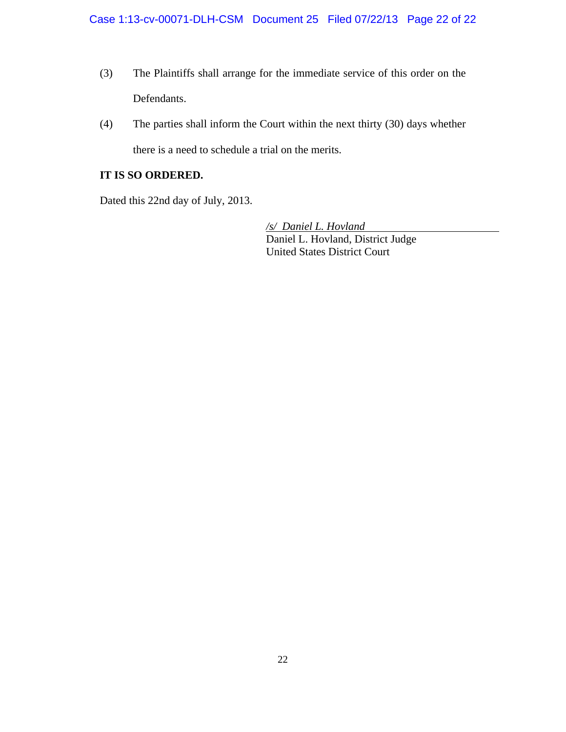(3) The Plaintiffs shall arrange for the immediate service of this order on the Defendants.

(4) The parties shall inform the Court within the next thirty (30) days whether there is a need to schedule a trial on the merits.

**IT IS SO ORDERED.**

Dated this 22nd day of July, 2013.

*/s/ Daniel L. Hovland*
Daniel L. Hovland, District Judge
United States District Court